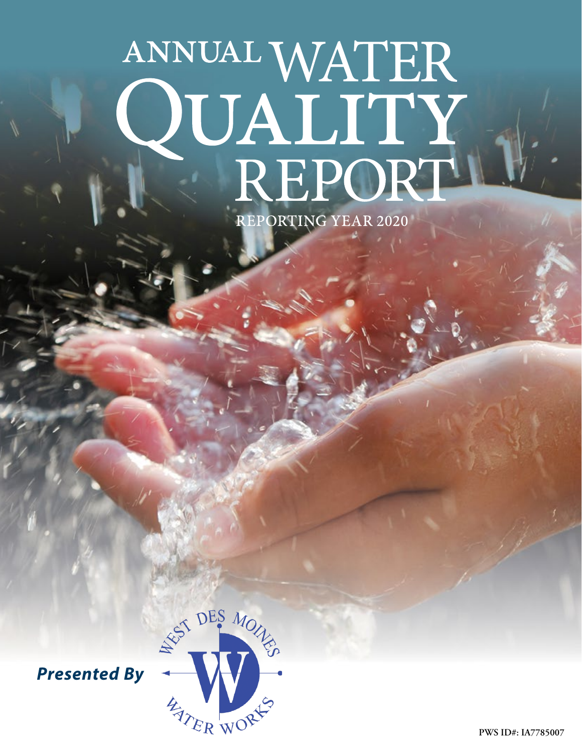# ANNUAL WATER QUALITY REPORT

REPORTING YEAR 2020

***Presented By***

WEST DES MOINES WATER WORKS

PWS ID#: IA7785007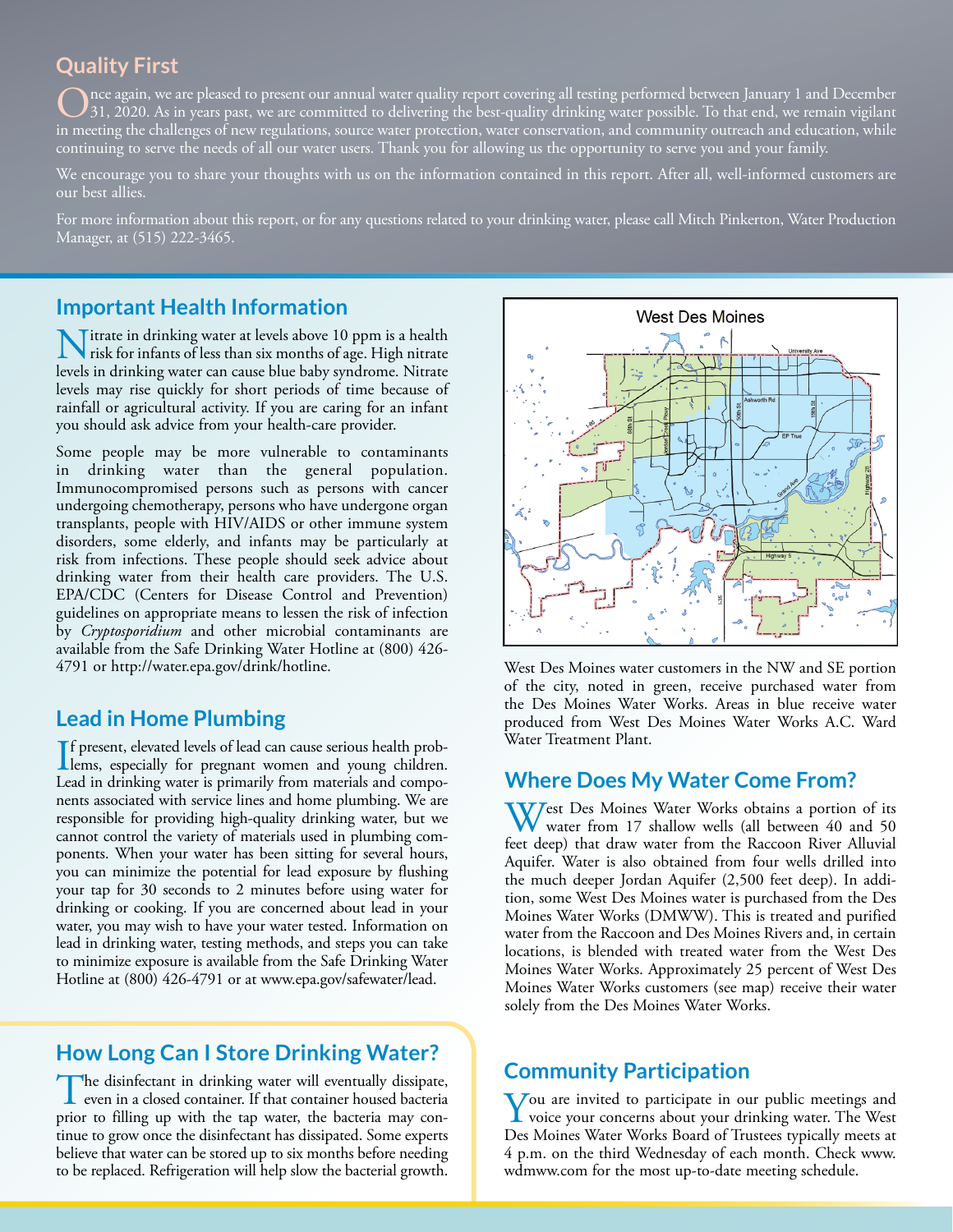## Quality First

Once again, we are pleased to present our annual water quality report covering all testing performed between January 1 and December 31, 2020. As in years past, we are committed to delivering the best-quality drinking water possible. To that end, we remain vigilant in meeting the challenges of new regulations, source water protection, water conservation, and community outreach and education, while continuing to serve the needs of all our water users. Thank you for allowing us the opportunity to serve you and your family.

We encourage you to share your thoughts with us on the information contained in this report. After all, well-informed customers are our best allies.

For more information about this report, or for any questions related to your drinking water, please call Mitch Pinkerton, Water Production Manager, at (515) 222-3465.

## Important Health Information

Nitrate in drinking water at levels above 10 ppm is a health risk for infants of less than six months of age. High nitrate levels in drinking water can cause blue baby syndrome. Nitrate levels may rise quickly for short periods of time because of rainfall or agricultural activity. If you are caring for an infant you should ask advice from your health-care provider.

Some people may be more vulnerable to contaminants in drinking water than the general population. Immunocompromised persons such as persons with cancer undergoing chemotherapy, persons who have undergone organ transplants, people with HIV/AIDS or other immune system disorders, some elderly, and infants may be particularly at risk from infections. These people should seek advice about drinking water from their health care providers. The U.S. EPA/CDC (Centers for Disease Control and Prevention) guidelines on appropriate means to lessen the risk of infection by *Cryptosporidium* and other microbial contaminants are available from the Safe Drinking Water Hotline at (800) 426-4791 or http://water.epa.gov/drink/hotline.

## Lead in Home Plumbing

If present, elevated levels of lead can cause serious health problems, especially for pregnant women and young children. Lead in drinking water is primarily from materials and components associated with service lines and home plumbing. We are responsible for providing high-quality drinking water, but we cannot control the variety of materials used in plumbing components. When your water has been sitting for several hours, you can minimize the potential for lead exposure by flushing your tap for 30 seconds to 2 minutes before using water for drinking or cooking. If you are concerned about lead in your water, you may wish to have your water tested. Information on lead in drinking water, testing methods, and steps you can take to minimize exposure is available from the Safe Drinking Water Hotline at (800) 426-4791 or at www.epa.gov/safewater/lead.

## How Long Can I Store Drinking Water?

The disinfectant in drinking water will eventually dissipate, even in a closed container. If that container housed bacteria prior to filling up with the tap water, the bacteria may continue to grow once the disinfectant has dissipated. Some experts believe that water can be stored up to six months before needing to be replaced. Refrigeration will help slow the bacterial growth.

West Des Moines water customers in the NW and SE portion of the city, noted in green, receive purchased water from the Des Moines Water Works. Areas in blue receive water produced from West Des Moines Water Works A.C. Ward Water Treatment Plant.

## Where Does My Water Come From?

West Des Moines Water Works obtains a portion of its water from 17 shallow wells (all between 40 and 50 feet deep) that draw water from the Raccoon River Alluvial Aquifer. Water is also obtained from four wells drilled into the much deeper Jordan Aquifer (2,500 feet deep). In addition, some West Des Moines water is purchased from the Des Moines Water Works (DMWW). This is treated and purified water from the Raccoon and Des Moines Rivers and, in certain locations, is blended with treated water from the West Des Moines Water Works. Approximately 25 percent of West Des Moines Water Works customers (see map) receive their water solely from the Des Moines Water Works.

## Community Participation

You are invited to participate in our public meetings and voice your concerns about your drinking water. The West Des Moines Water Works Board of Trustees typically meets at 4 p.m. on the third Wednesday of each month. Check www.wdmww.com for the most up-to-date meeting schedule.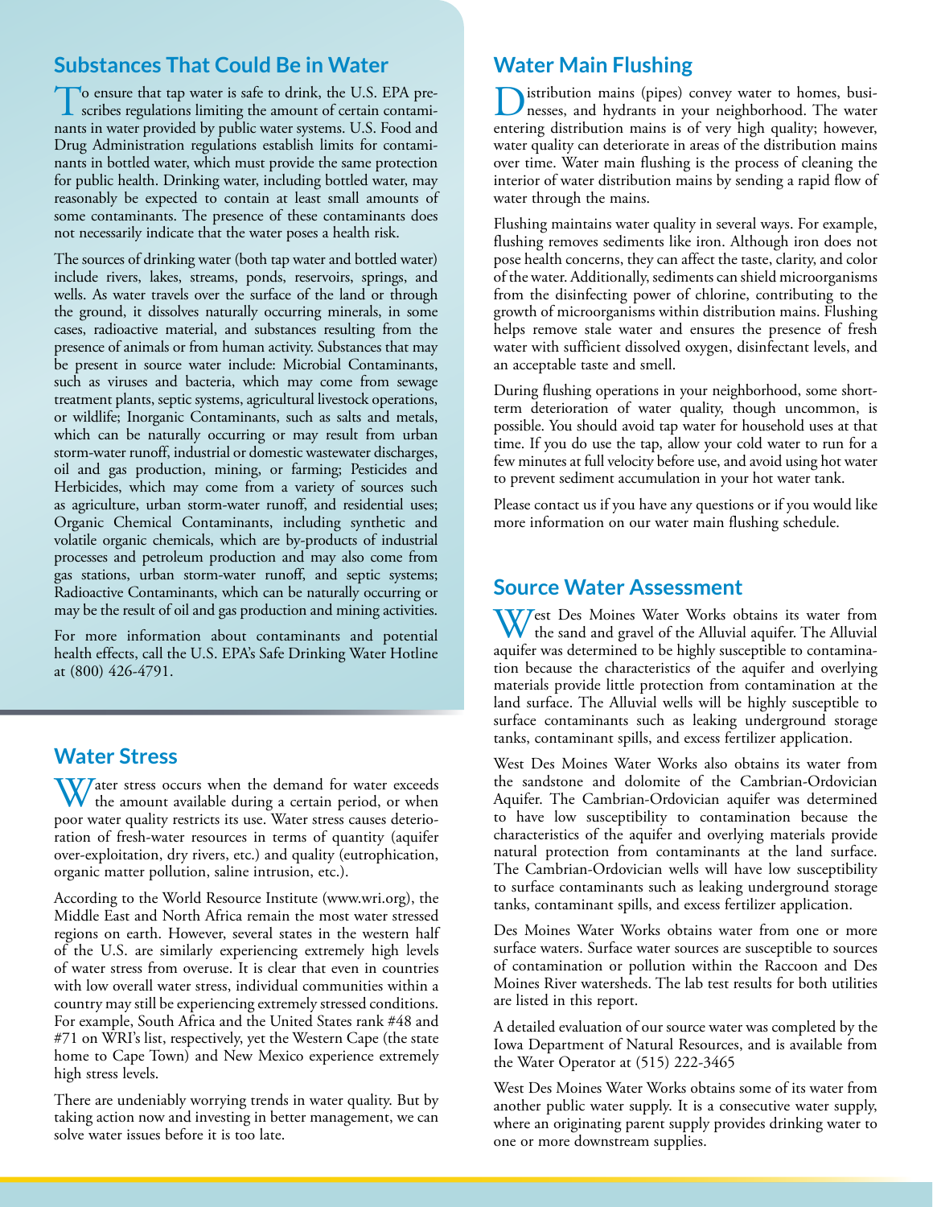## Substances That Could Be in Water

To ensure that tap water is safe to drink, the U.S. EPA prescribes regulations limiting the amount of certain contaminants in water provided by public water systems. U.S. Food and Drug Administration regulations establish limits for contaminants in bottled water, which must provide the same protection for public health. Drinking water, including bottled water, may reasonably be expected to contain at least small amounts of some contaminants. The presence of these contaminants does not necessarily indicate that the water poses a health risk.

The sources of drinking water (both tap water and bottled water) include rivers, lakes, streams, ponds, reservoirs, springs, and wells. As water travels over the surface of the land or through the ground, it dissolves naturally occurring minerals, in some cases, radioactive material, and substances resulting from the presence of animals or from human activity. Substances that may be present in source water include: Microbial Contaminants, such as viruses and bacteria, which may come from sewage treatment plants, septic systems, agricultural livestock operations, or wildlife; Inorganic Contaminants, such as salts and metals, which can be naturally occurring or may result from urban storm-water runoff, industrial or domestic wastewater discharges, oil and gas production, mining, or farming; Pesticides and Herbicides, which may come from a variety of sources such as agriculture, urban storm-water runoff, and residential uses; Organic Chemical Contaminants, including synthetic and volatile organic chemicals, which are by-products of industrial processes and petroleum production and may also come from gas stations, urban storm-water runoff, and septic systems; Radioactive Contaminants, which can be naturally occurring or may be the result of oil and gas production and mining activities.

For more information about contaminants and potential health effects, call the U.S. EPA's Safe Drinking Water Hotline at (800) 426-4791.

## Water Stress

Water stress occurs when the demand for water exceeds the amount available during a certain period, or when poor water quality restricts its use. Water stress causes deterioration of fresh-water resources in terms of quantity (aquifer over-exploitation, dry rivers, etc.) and quality (eutrophication, organic matter pollution, saline intrusion, etc.).

According to the World Resource Institute (www.wri.org), the Middle East and North Africa remain the most water stressed regions on earth. However, several states in the western half of the U.S. are similarly experiencing extremely high levels of water stress from overuse. It is clear that even in countries with low overall water stress, individual communities within a country may still be experiencing extremely stressed conditions. For example, South Africa and the United States rank #48 and #71 on WRI's list, respectively, yet the Western Cape (the state home to Cape Town) and New Mexico experience extremely high stress levels.

There are undeniably worrying trends in water quality. But by taking action now and investing in better management, we can solve water issues before it is too late.

## Water Main Flushing

Distribution mains (pipes) convey water to homes, businesses, and hydrants in your neighborhood. The water entering distribution mains is of very high quality; however, water quality can deteriorate in areas of the distribution mains over time. Water main flushing is the process of cleaning the interior of water distribution mains by sending a rapid flow of water through the mains.

Flushing maintains water quality in several ways. For example, flushing removes sediments like iron. Although iron does not pose health concerns, they can affect the taste, clarity, and color of the water. Additionally, sediments can shield microorganisms from the disinfecting power of chlorine, contributing to the growth of microorganisms within distribution mains. Flushing helps remove stale water and ensures the presence of fresh water with sufficient dissolved oxygen, disinfectant levels, and an acceptable taste and smell.

During flushing operations in your neighborhood, some short-term deterioration of water quality, though uncommon, is possible. You should avoid tap water for household uses at that time. If you do use the tap, allow your cold water to run for a few minutes at full velocity before use, and avoid using hot water to prevent sediment accumulation in your hot water tank.

Please contact us if you have any questions or if you would like more information on our water main flushing schedule.

## Source Water Assessment

West Des Moines Water Works obtains its water from the sand and gravel of the Alluvial aquifer. The Alluvial aquifer was determined to be highly susceptible to contamination because the characteristics of the aquifer and overlying materials provide little protection from contamination at the land surface. The Alluvial wells will be highly susceptible to surface contaminants such as leaking underground storage tanks, contaminant spills, and excess fertilizer application.

West Des Moines Water Works also obtains its water from the sandstone and dolomite of the Cambrian-Ordovician Aquifer. The Cambrian-Ordovician aquifer was determined to have low susceptibility to contamination because the characteristics of the aquifer and overlying materials provide natural protection from contaminants at the land surface. The Cambrian-Ordovician wells will have low susceptibility to surface contaminants such as leaking underground storage tanks, contaminant spills, and excess fertilizer application.

Des Moines Water Works obtains water from one or more surface waters. Surface water sources are susceptible to sources of contamination or pollution within the Raccoon and Des Moines River watersheds. The lab test results for both utilities are listed in this report.

A detailed evaluation of our source water was completed by the Iowa Department of Natural Resources, and is available from the Water Operator at (515) 222-3465

West Des Moines Water Works obtains some of its water from another public water supply. It is a consecutive water supply, where an originating parent supply provides drinking water to one or more downstream supplies.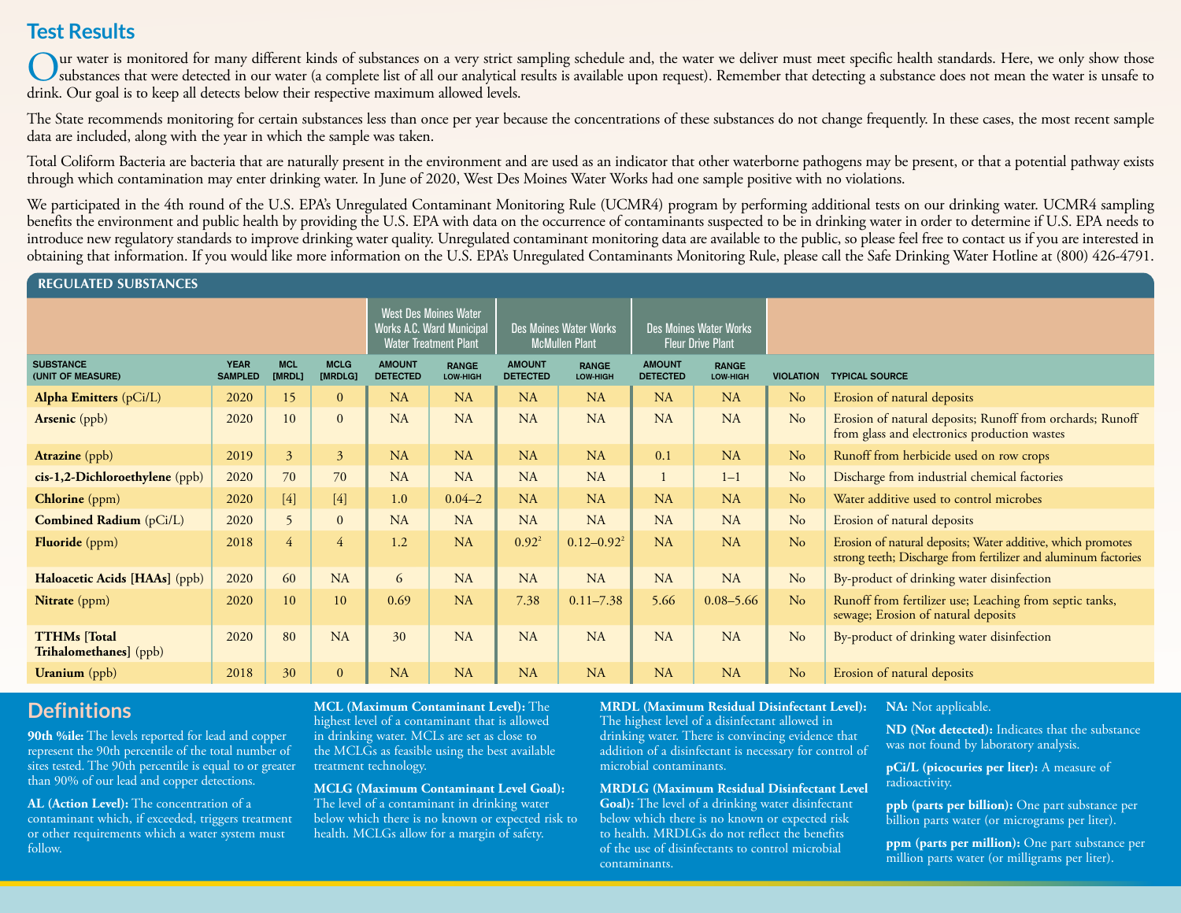## Test Results

Our water is monitored for many different kinds of substances on a very strict sampling schedule and, the water we deliver must meet specific health standards. Here, we only show those substances that were detected in our water (a complete list of all our analytical results is available upon request). Remember that detecting a substance does not mean the water is unsafe to drink. Our goal is to keep all detects below their respective maximum allowed levels.

The State recommends monitoring for certain substances less than once per year because the concentrations of these substances do not change frequently. In these cases, the most recent sample data are included, along with the year in which the sample was taken.

Total Coliform Bacteria are bacteria that are naturally present in the environment and are used as an indicator that other waterborne pathogens may be present, or that a potential pathway exists through which contamination may enter drinking water. In June of 2020, West Des Moines Water Works had one sample positive with no violations.

We participated in the 4th round of the U.S. EPA's Unregulated Contaminant Monitoring Rule (UCMR4) program by performing additional tests on our drinking water. UCMR4 sampling benefits the environment and public health by providing the U.S. EPA with data on the occurrence of contaminants suspected to be in drinking water in order to determine if U.S. EPA needs to introduce new regulatory standards to improve drinking water quality. Unregulated contaminant monitoring data are available to the public, so please feel free to contact us if you are interested in obtaining that information. If you would like more information on the U.S. EPA's Unregulated Contaminants Monitoring Rule, please call the Safe Drinking Water Hotline at (800) 426-4791.

### REGULATED SUBSTANCES

| | | | | West Des Moines Water Works A.C. Ward Municipal Water Treatment Plant | | Des Moines Water Works McMullen Plant | | Des Moines Water Works Fleur Drive Plant | | | |
|---|---|---|---|---|---|---|---|---|---|---|---|
| SUBSTANCE (UNIT OF MEASURE) | YEAR SAMPLED | MCL [MRDL] | MCLG [MRDLG] | AMOUNT DETECTED | RANGE LOW-HIGH | AMOUNT DETECTED | RANGE LOW-HIGH | AMOUNT DETECTED | RANGE LOW-HIGH | VIOLATION | TYPICAL SOURCE |
| **Alpha Emitters** (pCi/L) | 2020 | 15 | 0 | NA | NA | NA | NA | NA | NA | No | Erosion of natural deposits |
| **Arsenic** (ppb) | 2020 | 10 | 0 | NA | NA | NA | NA | NA | NA | No | Erosion of natural deposits; Runoff from orchards; Runoff from glass and electronics production wastes |
| **Atrazine** (ppb) | 2019 | 3 | 3 | NA | NA | NA | NA | 0.1 | NA | No | Runoff from herbicide used on row crops |
| **cis-1,2-Dichloroethylene** (ppb) | 2020 | 70 | 70 | NA | NA | NA | NA | 1 | 1–1 | No | Discharge from industrial chemical factories |
| **Chlorine** (ppm) | 2020 | [4] | [4] | 1.0 | 0.04–2 | NA | NA | NA | NA | No | Water additive used to control microbes |
| **Combined Radium** (pCi/L) | 2020 | 5 | 0 | NA | NA | NA | NA | NA | NA | No | Erosion of natural deposits |
| **Fluoride** (ppm) | 2018 | 4 | 4 | 1.2 | NA | 0.92[2] | 0.12–0.92[2] | NA | NA | No | Erosion of natural deposits; Water additive, which promotes strong teeth; Discharge from fertilizer and aluminum factories |
| **Haloacetic Acids [HAAs]** (ppb) | 2020 | 60 | NA | 6 | NA | NA | NA | NA | NA | No | By-product of drinking water disinfection |
| **Nitrate** (ppm) | 2020 | 10 | 10 | 0.69 | NA | 7.38 | 0.11–7.38 | 5.66 | 0.08–5.66 | No | Runoff from fertilizer use; Leaching from septic tanks, sewage; Erosion of natural deposits |
| **TTHMs [Total Trihalomethanes]** (ppb) | 2020 | 80 | NA | 30 | NA | NA | NA | NA | NA | No | By-product of drinking water disinfection |
| **Uranium** (ppb) | 2018 | 30 | 0 | NA | NA | NA | NA | NA | NA | No | Erosion of natural deposits |

## Definitions

**90th %ile:** The levels reported for lead and copper represent the 90th percentile of the total number of sites tested. The 90th percentile is equal to or greater than 90% of our lead and copper detections.

**AL (Action Level):** The concentration of a contaminant which, if exceeded, triggers treatment or other requirements which a water system must follow.

**MCL (Maximum Contaminant Level):** The highest level of a contaminant that is allowed in drinking water. MCLs are set as close to the MCLGs as feasible using the best available treatment technology.

**MCLG (Maximum Contaminant Level Goal):** The level of a contaminant in drinking water below which there is no known or expected risk to health. MCLGs allow for a margin of safety.

**MRDL (Maximum Residual Disinfectant Level):** The highest level of a disinfectant allowed in drinking water. There is convincing evidence that addition of a disinfectant is necessary for control of microbial contaminants.

**MRDLG (Maximum Residual Disinfectant Level Goal):** The level of a drinking water disinfectant below which there is no known or expected risk to health. MRDLGs do not reflect the benefits of the use of disinfectants to control microbial contaminants.

**NA:** Not applicable.

**ND (Not detected):** Indicates that the substance was not found by laboratory analysis.

**pCi/L (picocuries per liter):** A measure of radioactivity.

**ppb (parts per billion):** One part substance per billion parts water (or micrograms per liter).

**ppm (parts per million):** One part substance per million parts water (or milligrams per liter).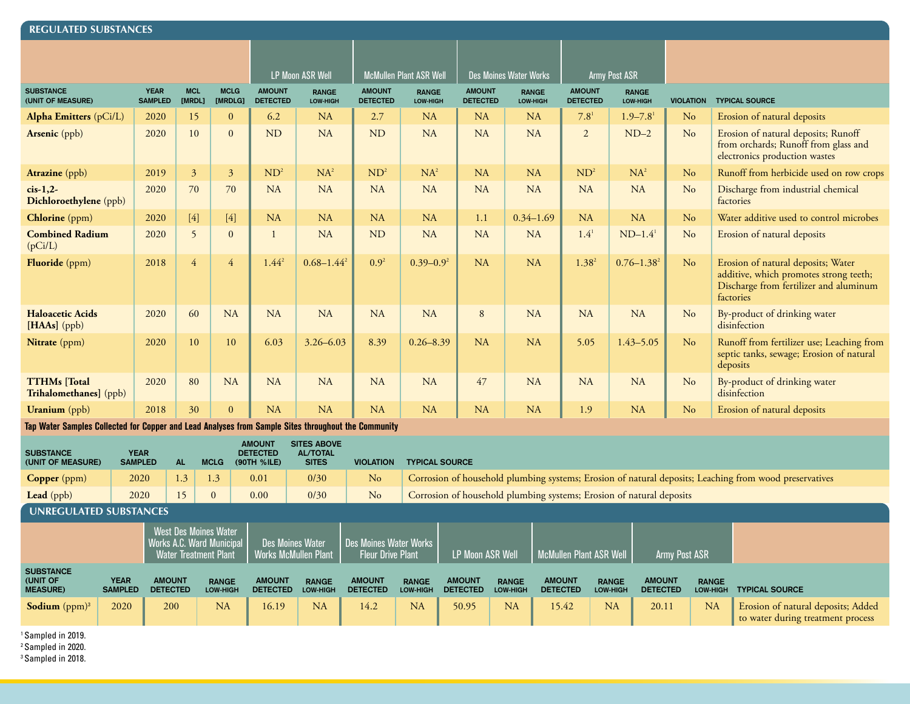## REGULATED SUBSTANCES

| | | | | LP Moon ASR Well | | McMullen Plant ASR Well | | Des Moines Water Works | | Army Post ASR | | | |
|---|---|---|---|---|---|---|---|---|---|---|---|---|---|
| SUBSTANCE (UNIT OF MEASURE) | YEAR SAMPLED | MCL [MRDL] | MCLG [MRDLG] | AMOUNT DETECTED | RANGE LOW-HIGH | AMOUNT DETECTED | RANGE LOW-HIGH | AMOUNT DETECTED | RANGE LOW-HIGH | AMOUNT DETECTED | RANGE LOW-HIGH | VIOLATION | TYPICAL SOURCE |
| **Alpha Emitters** (pCi/L) | 2020 | 15 | 0 | 6.2 | NA | 2.7 | NA | NA | NA | 7.8[1] | 1.9–7.8[1] | No | Erosion of natural deposits |
| **Arsenic** (ppb) | 2020 | 10 | 0 | ND | NA | ND | NA | NA | NA | 2 | ND–2 | No | Erosion of natural deposits; Runoff from orchards; Runoff from glass and electronics production wastes |
| **Atrazine** (ppb) | 2019 | 3 | 3 | ND[2] | NA[2] | ND[2] | NA[2] | NA | NA | ND[2] | NA[2] | No | Runoff from herbicide used on row crops |
| **cis-1,2-Dichloroethylene** (ppb) | 2020 | 70 | 70 | NA | NA | NA | NA | NA | NA | NA | NA | No | Discharge from industrial chemical factories |
| **Chlorine** (ppm) | 2020 | [4] | [4] | NA | NA | NA | NA | 1.1 | 0.34–1.69 | NA | NA | No | Water additive used to control microbes |
| **Combined Radium** (pCi/L) | 2020 | 5 | 0 | 1 | NA | ND | NA | NA | NA | 1.4[1] | ND–1.4[1] | No | Erosion of natural deposits |
| **Fluoride** (ppm) | 2018 | 4 | 4 | 1.44[2] | 0.68–1.44[2] | 0.9[2] | 0.39–0.9[2] | NA | NA | 1.38[2] | 0.76–1.38[2] | No | Erosion of natural deposits; Water additive, which promotes strong teeth; Discharge from fertilizer and aluminum factories |
| **Haloacetic Acids [HAAs]** (ppb) | 2020 | 60 | NA | NA | NA | NA | NA | 8 | NA | NA | NA | No | By-product of drinking water disinfection |
| **Nitrate** (ppm) | 2020 | 10 | 10 | 6.03 | 3.26–6.03 | 8.39 | 0.26–8.39 | NA | NA | 5.05 | 1.43–5.05 | No | Runoff from fertilizer use; Leaching from septic tanks, sewage; Erosion of natural deposits |
| **TTHMs [Total Trihalomethanes]** (ppb) | 2020 | 80 | NA | NA | NA | NA | NA | 47 | NA | NA | NA | No | By-product of drinking water disinfection |
| **Uranium** (ppb) | 2018 | 30 | 0 | NA | NA | NA | NA | NA | NA | 1.9 | NA | No | Erosion of natural deposits |

### Tap Water Samples Collected for Copper and Lead Analyses from Sample Sites throughout the Community

| SUBSTANCE (UNIT OF MEASURE) | YEAR SAMPLED | AL | MCLG | AMOUNT DETECTED (90TH %ILE) | SITES ABOVE AL/TOTAL SITES | VIOLATION | TYPICAL SOURCE |
|---|---|---|---|---|---|---|---|
| **Copper** (ppm) | 2020 | 1.3 | 1.3 | 0.01 | 0/30 | No | Corrosion of household plumbing systems; Erosion of natural deposits; Leaching from wood preservatives |
| **Lead** (ppb) | 2020 | 15 | 0 | 0.00 | 0/30 | No | Corrosion of household plumbing systems; Erosion of natural deposits |

## UNREGULATED SUBSTANCES

| | | West Des Moines Water Works A.C. Ward Municipal Water Treatment Plant | | Des Moines Water Works McMullen Plant | | Des Moines Water Works Fleur Drive Plant | | LP Moon ASR Well | | McMullen Plant ASR Well | | Army Post ASR | | |
|---|---|---|---|---|---|---|---|---|---|---|---|---|---|---|
| SUBSTANCE (UNIT OF MEASURE) | YEAR SAMPLED | AMOUNT DETECTED | RANGE LOW-HIGH | AMOUNT DETECTED | RANGE LOW-HIGH | AMOUNT DETECTED | RANGE LOW-HIGH | AMOUNT DETECTED | RANGE LOW-HIGH | AMOUNT DETECTED | RANGE LOW-HIGH | AMOUNT DETECTED | RANGE LOW-HIGH | TYPICAL SOURCE |
| **Sodium** (ppm)[3] | 2020 | 200 | NA | 16.19 | NA | 14.2 | NA | 50.95 | NA | 15.42 | NA | 20.11 | NA | Erosion of natural deposits; Added to water during treatment process |

[1] Sampled in 2019.
[2] Sampled in 2020.
[3] Sampled in 2018.